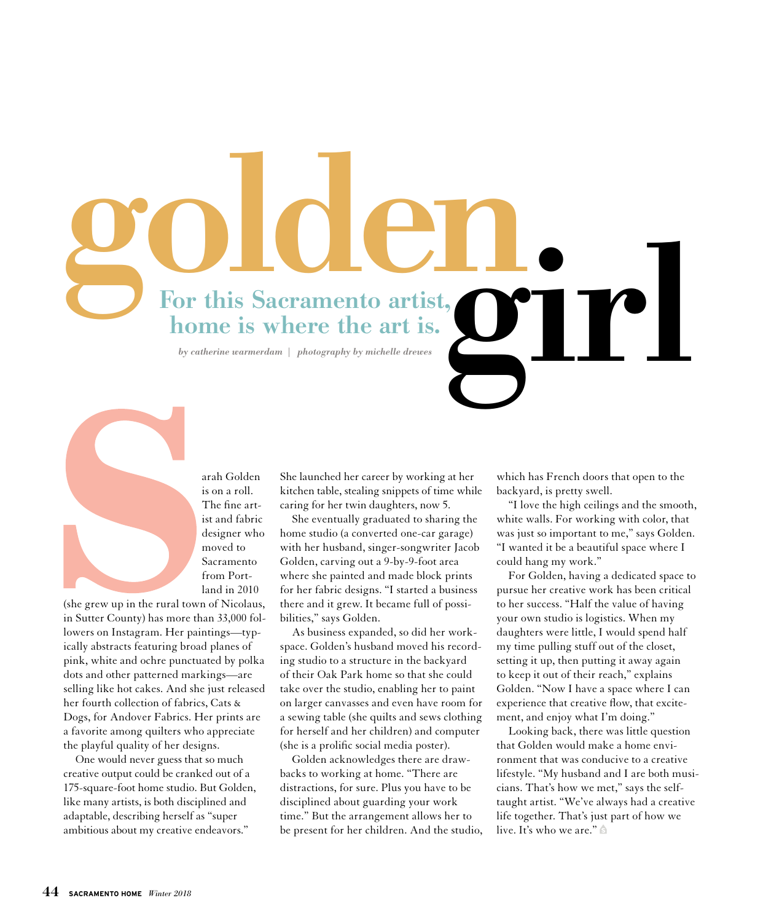# golden girl

## For this Sacramento artist, home is where the art is.

*by catherine warmerdam | photography by michelle drewes*

Sarah Golden is on a roll. The fine artist and fabric designer who moved to Sacramento from Portland in 2010 (she grew up in the rural town of Nicolaus, in Sutter County) has more than 33,000 followers on Instagram. Her paintings—typically abstracts featuring broad planes of pink, white and ochre punctuated by polka dots and other patterned markings—are selling like hot cakes. And she just released her fourth collection of fabrics, Cats & Dogs, for Andover Fabrics. Her prints are a favorite among quilters who appreciate the playful quality of her designs.

One would never guess that so much creative output could be cranked out of a 175-square-foot home studio. But Golden, like many artists, is both disciplined and adaptable, describing herself as "super ambitious about my creative endeavors." She launched her career by working at her kitchen table, stealing snippets of time while caring for her twin daughters, now 5.

She eventually graduated to sharing the home studio (a converted one-car garage) with her husband, singer-songwriter Jacob Golden, carving out a 9-by-9-foot area where she painted and made block prints for her fabric designs. "I started a business there and it grew. It became full of possibilities," says Golden.

As business expanded, so did her workspace. Golden's husband moved his recording studio to a structure in the backyard of their Oak Park home so that she could take over the studio, enabling her to paint on larger canvasses and even have room for a sewing table (she quilts and sews clothing for herself and her children) and computer (she is a prolific social media poster).

Golden acknowledges there are drawbacks to working at home. "There are distractions, for sure. Plus you have to be disciplined about guarding your work time." But the arrangement allows her to be present for her children. And the studio, which has French doors that open to the backyard, is pretty swell.

"I love the high ceilings and the smooth, white walls. For working with color, that was just so important to me," says Golden. "I wanted it be a beautiful space where I could hang my work."

For Golden, having a dedicated space to pursue her creative work has been critical to her success. "Half the value of having your own studio is logistics. When my daughters were little, I would spend half my time pulling stuff out of the closet, setting it up, then putting it away again to keep it out of their reach," explains Golden. "Now I have a space where I can experience that creative flow, that excitement, and enjoy what I'm doing."

Looking back, there was little question that Golden would make a home environment that was conducive to a creative lifestyle. "My husband and I are both musicians. That's how we met," says the self-taught artist. "We've always had a creative life together. That's just part of how we live. It's who we are."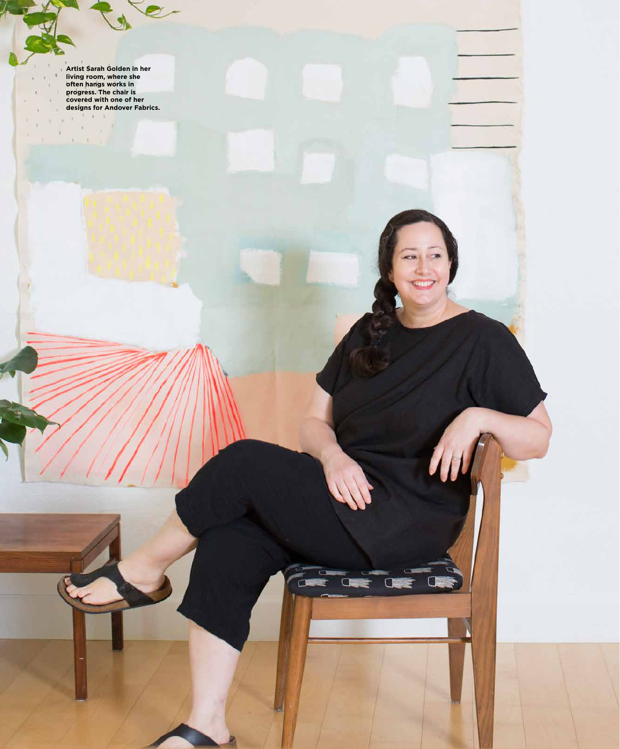**Artist Sarah Golden in her living room, where she often hangs works in progress. The chair is covered with one of her designs for Andover Fabrics.**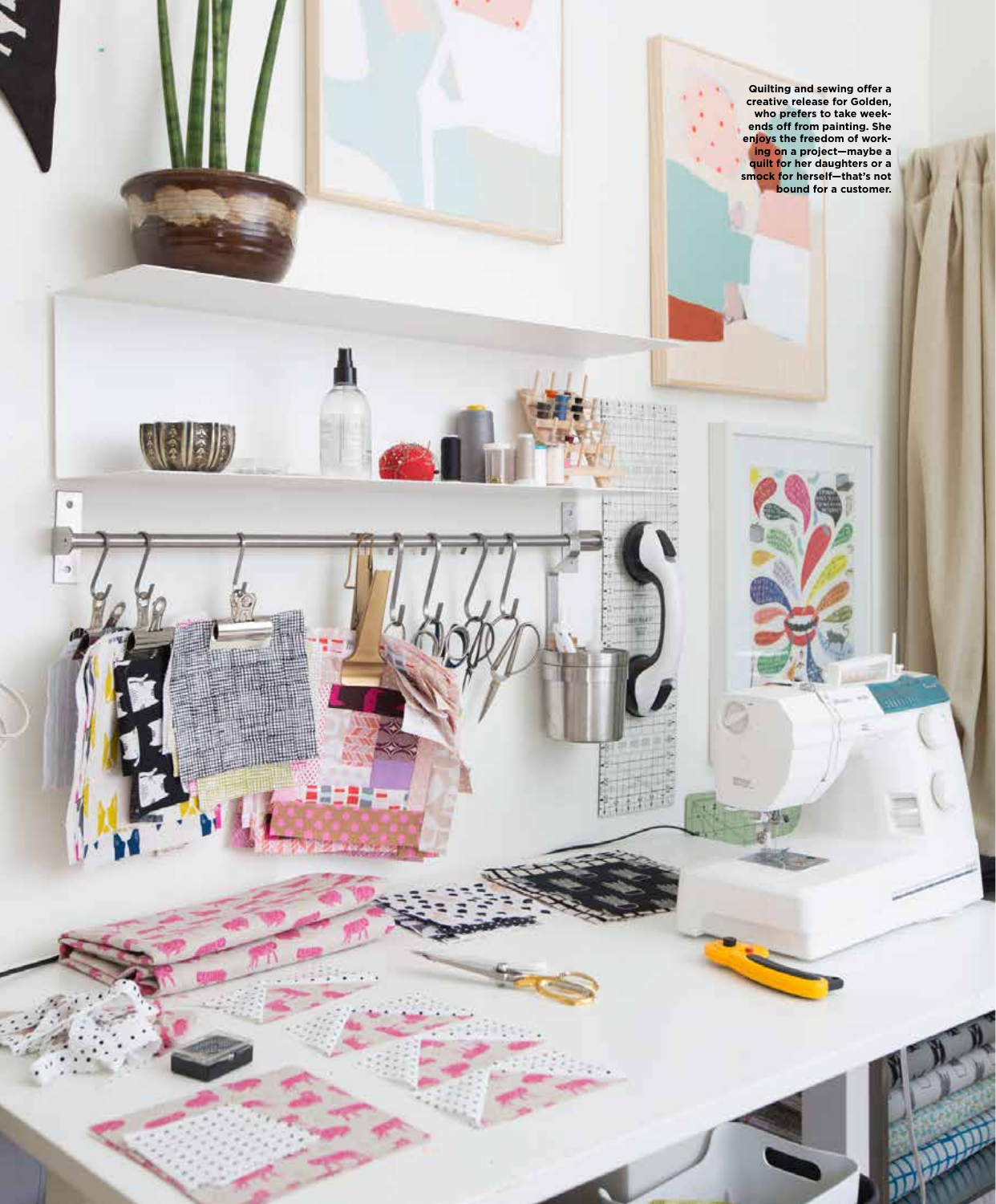Quilting and sewing offer a creative release for Golden, who prefers to take weekends off from painting. She enjoys the freedom of working on a project—maybe a quilt for her daughters or a smock for herself—that's not bound for a customer.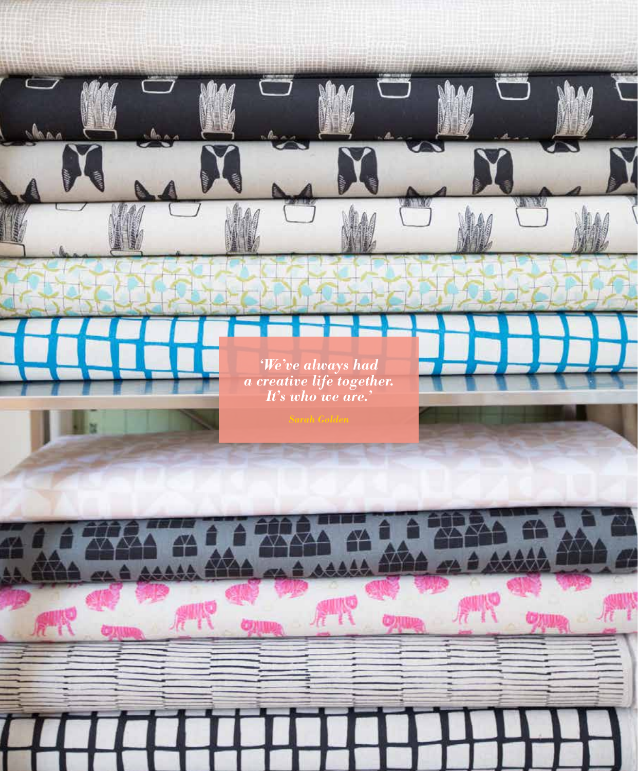*'We've always had a creative life together. It's who we are.'*

*Sarah Golden*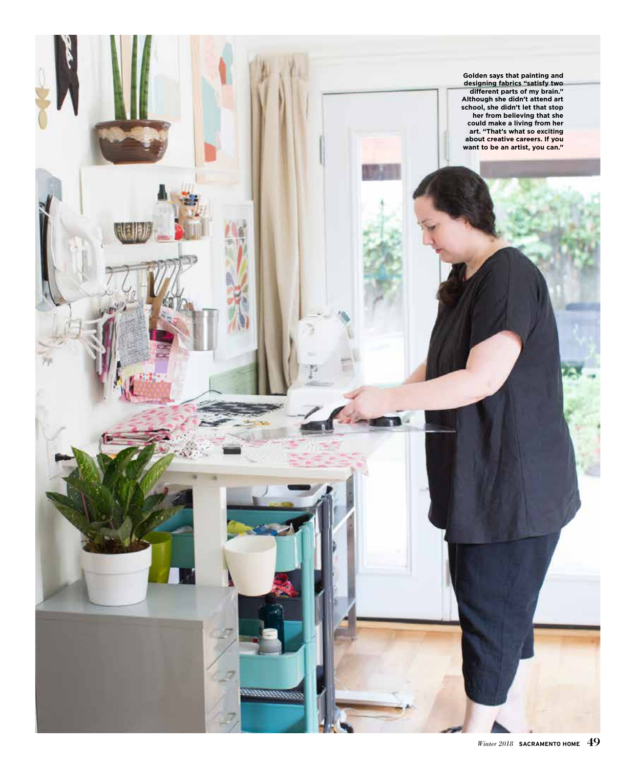**Golden says that painting and designing fabrics "satisfy two different parts of my brain." Although she didn't attend art school, she didn't let that stop her from believing that she could make a living from her art. "That's what so exciting about creative careers. If you want to be an artist, you can."**